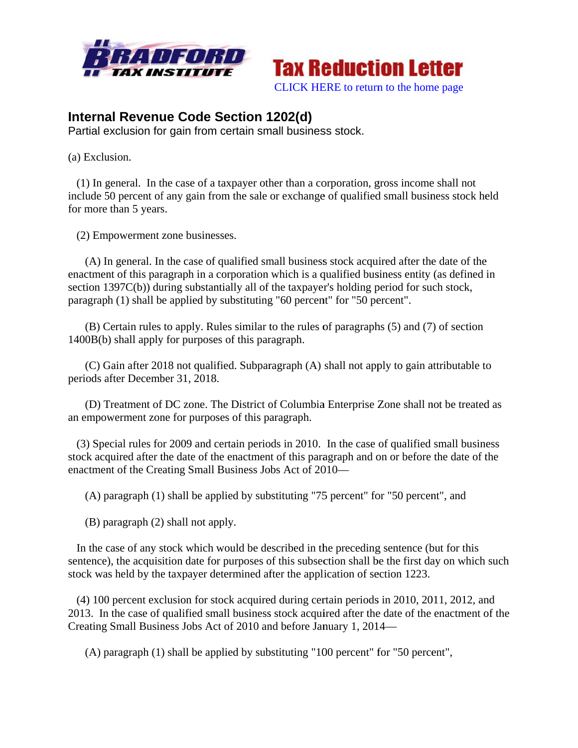**BRADFORD TAX INSTITUTE**

**Tax Reduction Letter**

CLICK HERE to return to the home page

## Internal Revenue Code Section 1202(d)

Partial exclusion for gain from certain small business stock.

(a) Exclusion.

(1) In general. In the case of a taxpayer other than a corporation, gross income shall not include 50 percent of any gain from the sale or exchange of qualified small business stock held for more than 5 years.

(2) Empowerment zone businesses.

(A) In general. In the case of qualified small business stock acquired after the date of the enactment of this paragraph in a corporation which is a qualified business entity (as defined in section 1397C(b)) during substantially all of the taxpayer's holding period for such stock, paragraph (1) shall be applied by substituting "60 percent" for "50 percent".

(B) Certain rules to apply. Rules similar to the rules of paragraphs (5) and (7) of section 1400B(b) shall apply for purposes of this paragraph.

(C) Gain after 2018 not qualified. Subparagraph (A) shall not apply to gain attributable to periods after December 31, 2018.

(D) Treatment of DC zone. The District of Columbia Enterprise Zone shall not be treated as an empowerment zone for purposes of this paragraph.

(3) Special rules for 2009 and certain periods in 2010. In the case of qualified small business stock acquired after the date of the enactment of this paragraph and on or before the date of the enactment of the Creating Small Business Jobs Act of 2010—

(A) paragraph (1) shall be applied by substituting "75 percent" for "50 percent", and

(B) paragraph (2) shall not apply.

In the case of any stock which would be described in the preceding sentence (but for this sentence), the acquisition date for purposes of this subsection shall be the first day on which such stock was held by the taxpayer determined after the application of section 1223.

(4) 100 percent exclusion for stock acquired during certain periods in 2010, 2011, 2012, and 2013. In the case of qualified small business stock acquired after the date of the enactment of the Creating Small Business Jobs Act of 2010 and before January 1, 2014—

(A) paragraph (1) shall be applied by substituting "100 percent" for "50 percent",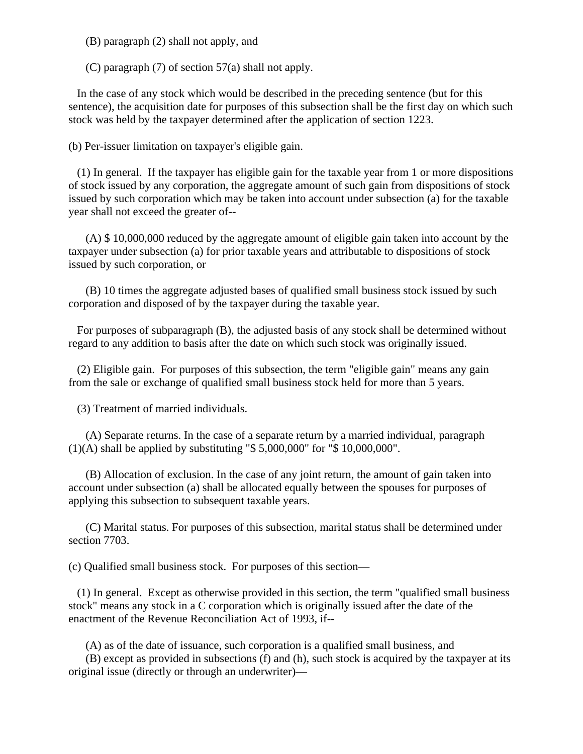(B) paragraph (2) shall not apply, and

(C) paragraph (7) of section 57(a) shall not apply.

In the case of any stock which would be described in the preceding sentence (but for this sentence), the acquisition date for purposes of this subsection shall be the first day on which such stock was held by the taxpayer determined after the application of section 1223.

(b) Per-issuer limitation on taxpayer's eligible gain.

(1) In general. If the taxpayer has eligible gain for the taxable year from 1 or more dispositions of stock issued by any corporation, the aggregate amount of such gain from dispositions of stock issued by such corporation which may be taken into account under subsection (a) for the taxable year shall not exceed the greater of--

(A) $ 10,000,000 reduced by the aggregate amount of eligible gain taken into account by the taxpayer under subsection (a) for prior taxable years and attributable to dispositions of stock issued by such corporation, or

(B) 10 times the aggregate adjusted bases of qualified small business stock issued by such corporation and disposed of by the taxpayer during the taxable year.

For purposes of subparagraph (B), the adjusted basis of any stock shall be determined without regard to any addition to basis after the date on which such stock was originally issued.

(2) Eligible gain. For purposes of this subsection, the term "eligible gain" means any gain from the sale or exchange of qualified small business stock held for more than 5 years.

(3) Treatment of married individuals.

(A) Separate returns. In the case of a separate return by a married individual, paragraph (1)(A) shall be applied by substituting "$ 5,000,000" for "$ 10,000,000".

(B) Allocation of exclusion. In the case of any joint return, the amount of gain taken into account under subsection (a) shall be allocated equally between the spouses for purposes of applying this subsection to subsequent taxable years.

(C) Marital status. For purposes of this subsection, marital status shall be determined under section 7703.

(c) Qualified small business stock. For purposes of this section—

(1) In general. Except as otherwise provided in this section, the term "qualified small business stock" means any stock in a C corporation which is originally issued after the date of the enactment of the Revenue Reconciliation Act of 1993, if--

(A) as of the date of issuance, such corporation is a qualified small business, and
(B) except as provided in subsections (f) and (h), such stock is acquired by the taxpayer at its original issue (directly or through an underwriter)—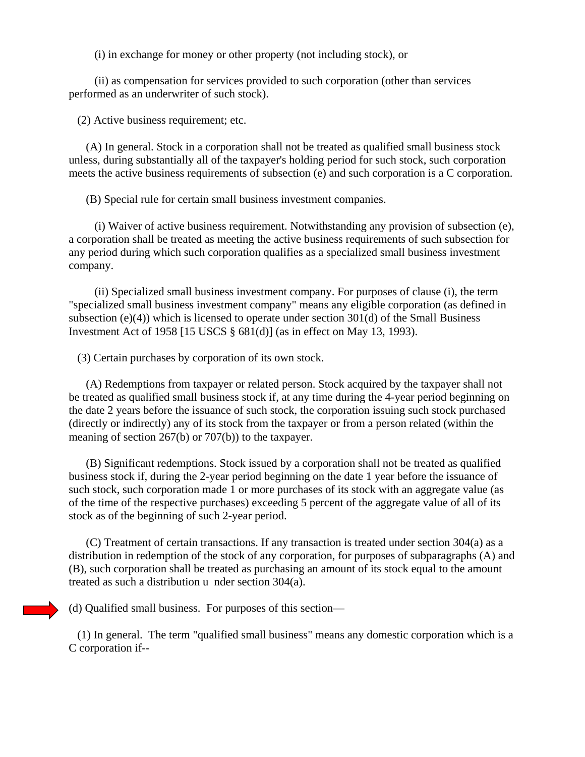(i) in exchange for money or other property (not including stock), or

(ii) as compensation for services provided to such corporation (other than services performed as an underwriter of such stock).

(2) Active business requirement; etc.

(A) In general. Stock in a corporation shall not be treated as qualified small business stock unless, during substantially all of the taxpayer's holding period for such stock, such corporation meets the active business requirements of subsection (e) and such corporation is a C corporation.

(B) Special rule for certain small business investment companies.

(i) Waiver of active business requirement. Notwithstanding any provision of subsection (e), a corporation shall be treated as meeting the active business requirements of such subsection for any period during which such corporation qualifies as a specialized small business investment company.

(ii) Specialized small business investment company. For purposes of clause (i), the term "specialized small business investment company" means any eligible corporation (as defined in subsection (e)(4)) which is licensed to operate under section 301(d) of the Small Business Investment Act of 1958 [15 USCS § 681(d)] (as in effect on May 13, 1993).

(3) Certain purchases by corporation of its own stock.

(A) Redemptions from taxpayer or related person. Stock acquired by the taxpayer shall not be treated as qualified small business stock if, at any time during the 4-year period beginning on the date 2 years before the issuance of such stock, the corporation issuing such stock purchased (directly or indirectly) any of its stock from the taxpayer or from a person related (within the meaning of section 267(b) or 707(b)) to the taxpayer.

(B) Significant redemptions. Stock issued by a corporation shall not be treated as qualified business stock if, during the 2-year period beginning on the date 1 year before the issuance of such stock, such corporation made 1 or more purchases of its stock with an aggregate value (as of the time of the respective purchases) exceeding 5 percent of the aggregate value of all of its stock as of the beginning of such 2-year period.

(C) Treatment of certain transactions. If any transaction is treated under section 304(a) as a distribution in redemption of the stock of any corporation, for purposes of subparagraphs (A) and (B), such corporation shall be treated as purchasing an amount of its stock equal to the amount treated as such a distribution under section 304(a).

(d) Qualified small business. For purposes of this section—

(1) In general. The term "qualified small business" means any domestic corporation which is a C corporation if--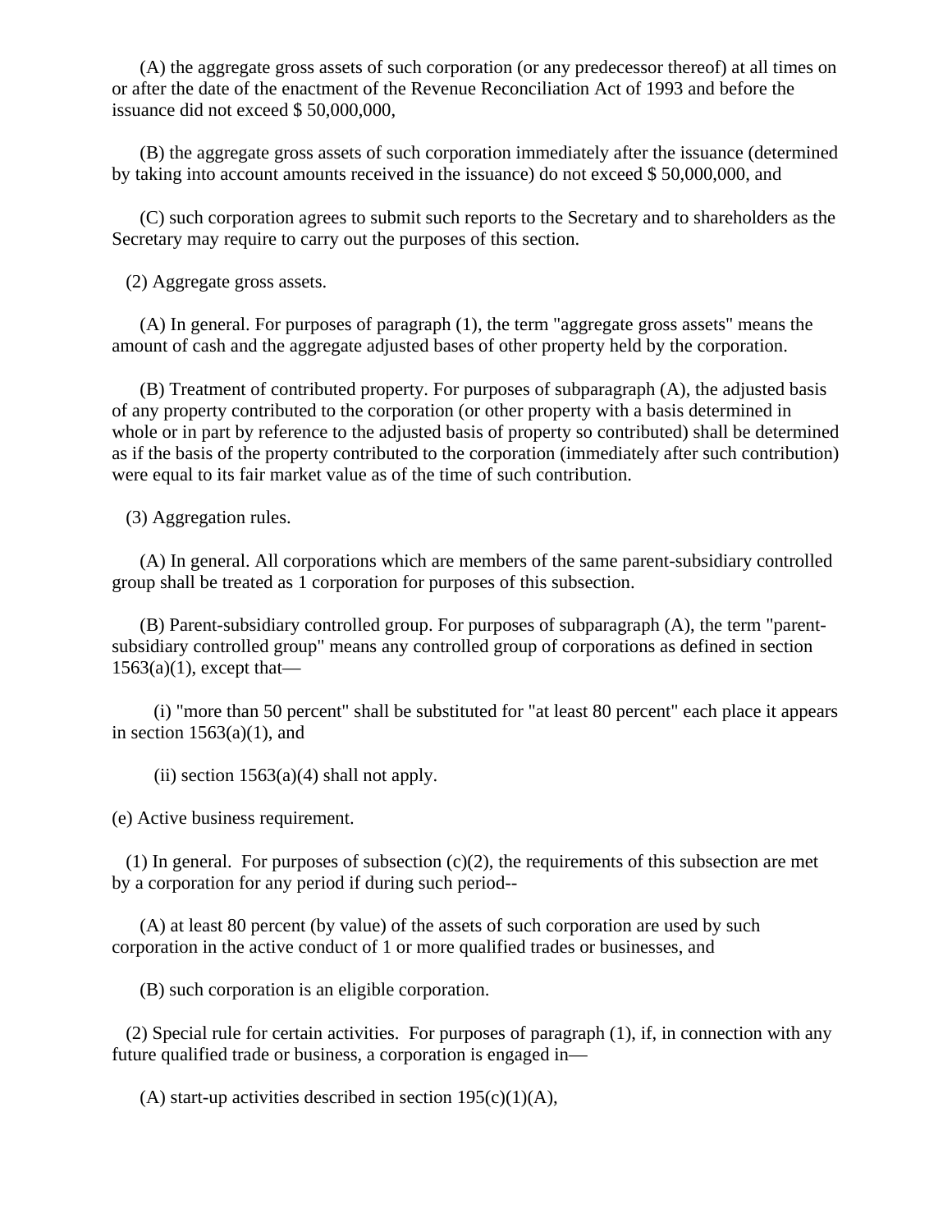(A) the aggregate gross assets of such corporation (or any predecessor thereof) at all times on or after the date of the enactment of the Revenue Reconciliation Act of 1993 and before the issuance did not exceed $ 50,000,000,

(B) the aggregate gross assets of such corporation immediately after the issuance (determined by taking into account amounts received in the issuance) do not exceed $ 50,000,000, and

(C) such corporation agrees to submit such reports to the Secretary and to shareholders as the Secretary may require to carry out the purposes of this section.

(2) Aggregate gross assets.

(A) In general. For purposes of paragraph (1), the term "aggregate gross assets" means the amount of cash and the aggregate adjusted bases of other property held by the corporation.

(B) Treatment of contributed property. For purposes of subparagraph (A), the adjusted basis of any property contributed to the corporation (or other property with a basis determined in whole or in part by reference to the adjusted basis of property so contributed) shall be determined as if the basis of the property contributed to the corporation (immediately after such contribution) were equal to its fair market value as of the time of such contribution.

(3) Aggregation rules.

(A) In general. All corporations which are members of the same parent-subsidiary controlled group shall be treated as 1 corporation for purposes of this subsection.

(B) Parent-subsidiary controlled group. For purposes of subparagraph (A), the term "parent-subsidiary controlled group" means any controlled group of corporations as defined in section 1563(a)(1), except that—

(i) "more than 50 percent" shall be substituted for "at least 80 percent" each place it appears in section 1563(a)(1), and

(ii) section 1563(a)(4) shall not apply.

(e) Active business requirement.

(1) In general. For purposes of subsection (c)(2), the requirements of this subsection are met by a corporation for any period if during such period--

(A) at least 80 percent (by value) of the assets of such corporation are used by such corporation in the active conduct of 1 or more qualified trades or businesses, and

(B) such corporation is an eligible corporation.

(2) Special rule for certain activities. For purposes of paragraph (1), if, in connection with any future qualified trade or business, a corporation is engaged in—

(A) start-up activities described in section 195(c)(1)(A),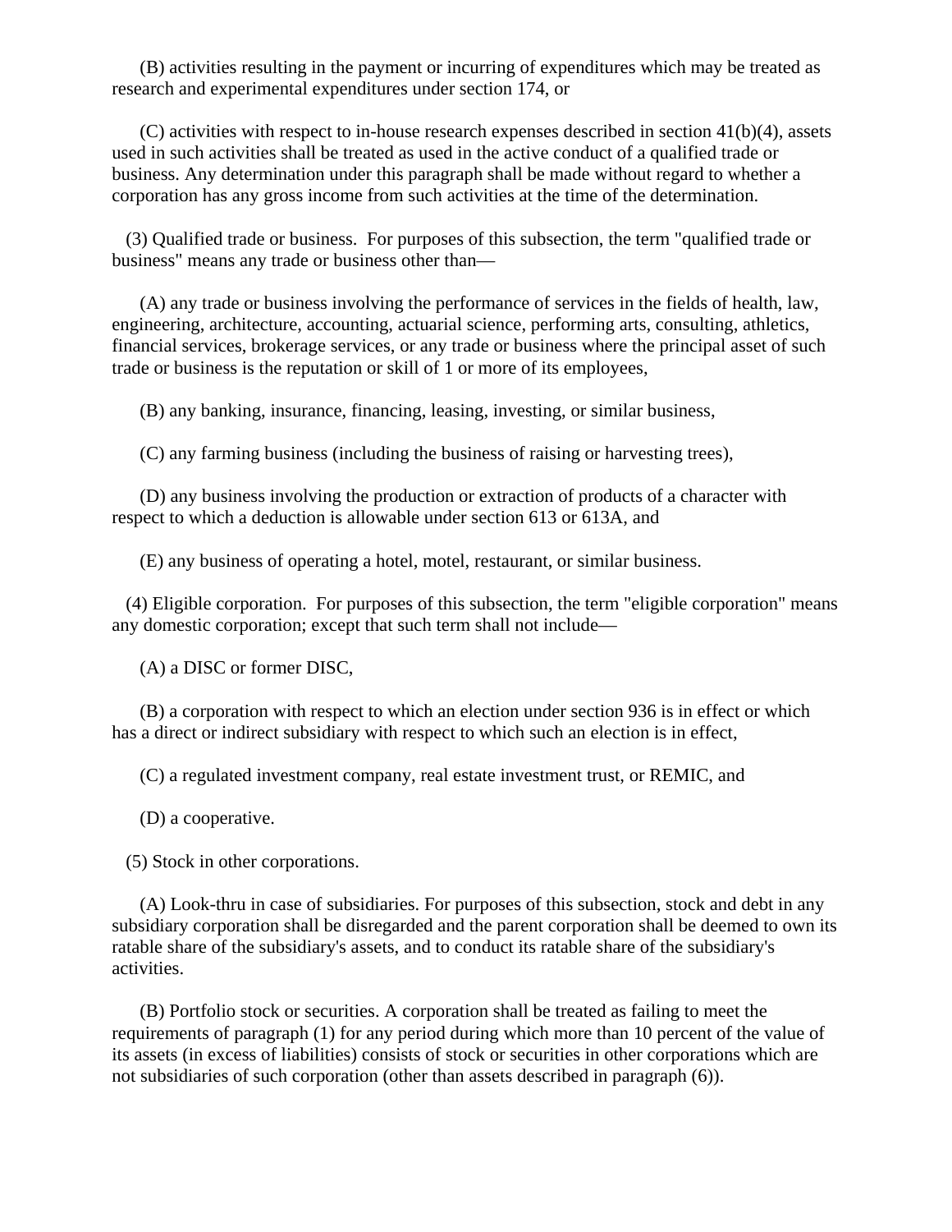(B) activities resulting in the payment or incurring of expenditures which may be treated as research and experimental expenditures under section 174, or

(C) activities with respect to in-house research expenses described in section 41(b)(4), assets used in such activities shall be treated as used in the active conduct of a qualified trade or business. Any determination under this paragraph shall be made without regard to whether a corporation has any gross income from such activities at the time of the determination.

(3) Qualified trade or business. For purposes of this subsection, the term "qualified trade or business" means any trade or business other than—

(A) any trade or business involving the performance of services in the fields of health, law, engineering, architecture, accounting, actuarial science, performing arts, consulting, athletics, financial services, brokerage services, or any trade or business where the principal asset of such trade or business is the reputation or skill of 1 or more of its employees,

(B) any banking, insurance, financing, leasing, investing, or similar business,

(C) any farming business (including the business of raising or harvesting trees),

(D) any business involving the production or extraction of products of a character with respect to which a deduction is allowable under section 613 or 613A, and

(E) any business of operating a hotel, motel, restaurant, or similar business.

(4) Eligible corporation. For purposes of this subsection, the term "eligible corporation" means any domestic corporation; except that such term shall not include—

(A) a DISC or former DISC,

(B) a corporation with respect to which an election under section 936 is in effect or which has a direct or indirect subsidiary with respect to which such an election is in effect,

(C) a regulated investment company, real estate investment trust, or REMIC, and

(D) a cooperative.

(5) Stock in other corporations.

(A) Look-thru in case of subsidiaries. For purposes of this subsection, stock and debt in any subsidiary corporation shall be disregarded and the parent corporation shall be deemed to own its ratable share of the subsidiary's assets, and to conduct its ratable share of the subsidiary's activities.

(B) Portfolio stock or securities. A corporation shall be treated as failing to meet the requirements of paragraph (1) for any period during which more than 10 percent of the value of its assets (in excess of liabilities) consists of stock or securities in other corporations which are not subsidiaries of such corporation (other than assets described in paragraph (6)).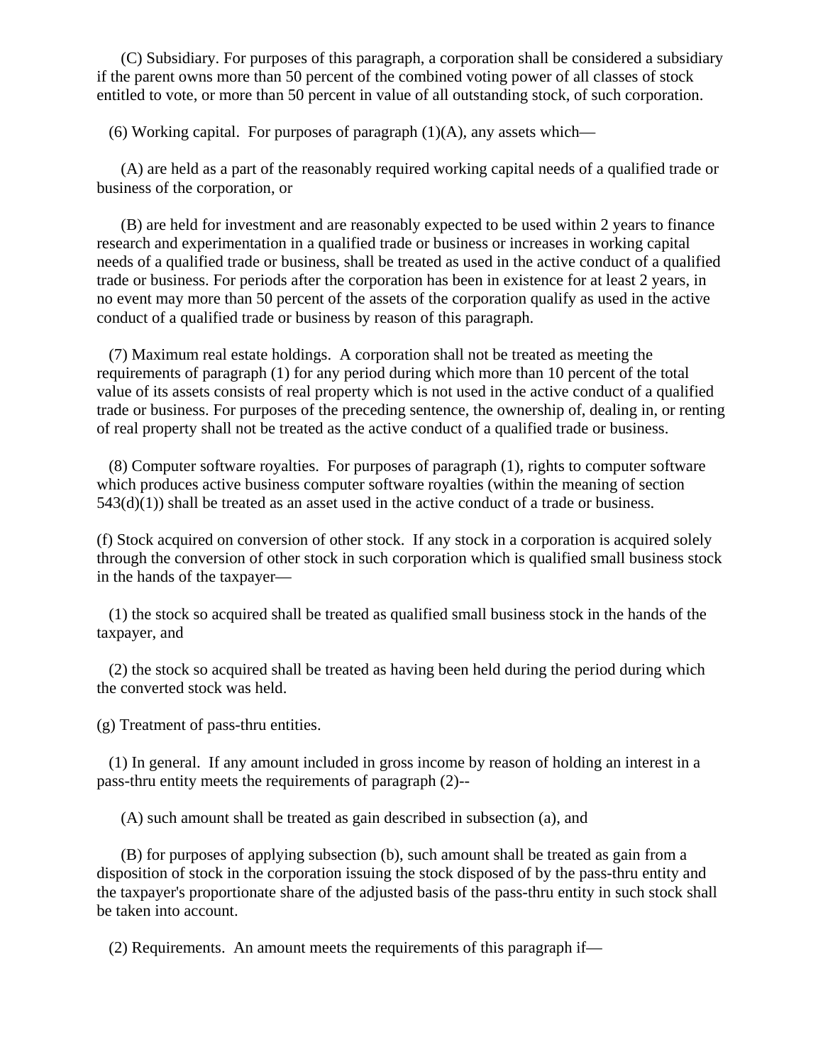(C) Subsidiary. For purposes of this paragraph, a corporation shall be considered a subsidiary if the parent owns more than 50 percent of the combined voting power of all classes of stock entitled to vote, or more than 50 percent in value of all outstanding stock, of such corporation.

(6) Working capital. For purposes of paragraph (1)(A), any assets which—

(A) are held as a part of the reasonably required working capital needs of a qualified trade or business of the corporation, or

(B) are held for investment and are reasonably expected to be used within 2 years to finance research and experimentation in a qualified trade or business or increases in working capital needs of a qualified trade or business, shall be treated as used in the active conduct of a qualified trade or business. For periods after the corporation has been in existence for at least 2 years, in no event may more than 50 percent of the assets of the corporation qualify as used in the active conduct of a qualified trade or business by reason of this paragraph.

(7) Maximum real estate holdings. A corporation shall not be treated as meeting the requirements of paragraph (1) for any period during which more than 10 percent of the total value of its assets consists of real property which is not used in the active conduct of a qualified trade or business. For purposes of the preceding sentence, the ownership of, dealing in, or renting of real property shall not be treated as the active conduct of a qualified trade or business.

(8) Computer software royalties. For purposes of paragraph (1), rights to computer software which produces active business computer software royalties (within the meaning of section 543(d)(1)) shall be treated as an asset used in the active conduct of a trade or business.

(f) Stock acquired on conversion of other stock. If any stock in a corporation is acquired solely through the conversion of other stock in such corporation which is qualified small business stock in the hands of the taxpayer—

(1) the stock so acquired shall be treated as qualified small business stock in the hands of the taxpayer, and

(2) the stock so acquired shall be treated as having been held during the period during which the converted stock was held.

(g) Treatment of pass-thru entities.

(1) In general. If any amount included in gross income by reason of holding an interest in a pass-thru entity meets the requirements of paragraph (2)--

(A) such amount shall be treated as gain described in subsection (a), and

(B) for purposes of applying subsection (b), such amount shall be treated as gain from a disposition of stock in the corporation issuing the stock disposed of by the pass-thru entity and the taxpayer's proportionate share of the adjusted basis of the pass-thru entity in such stock shall be taken into account.

(2) Requirements. An amount meets the requirements of this paragraph if—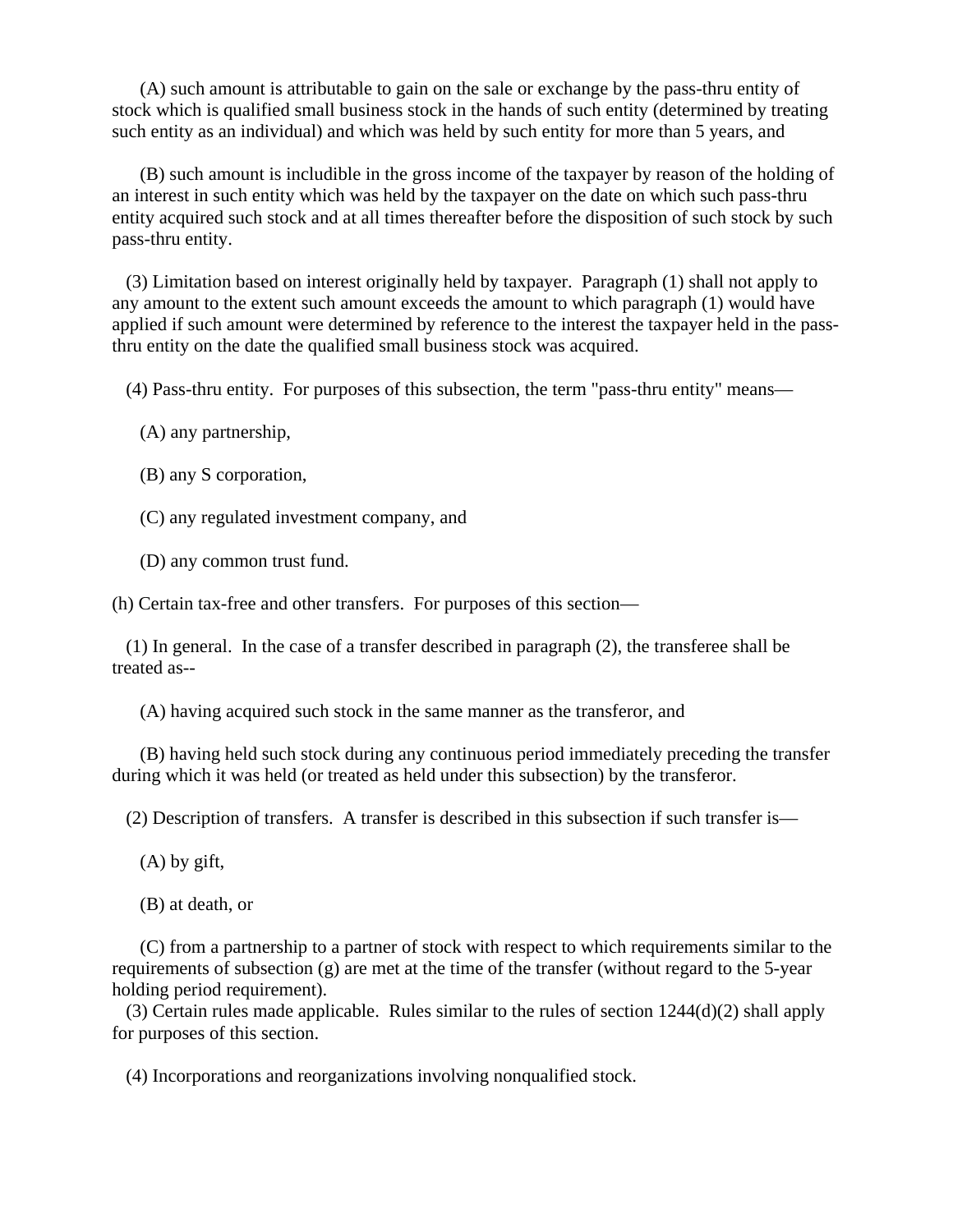(A) such amount is attributable to gain on the sale or exchange by the pass-thru entity of stock which is qualified small business stock in the hands of such entity (determined by treating such entity as an individual) and which was held by such entity for more than 5 years, and

(B) such amount is includible in the gross income of the taxpayer by reason of the holding of an interest in such entity which was held by the taxpayer on the date on which such pass-thru entity acquired such stock and at all times thereafter before the disposition of such stock by such pass-thru entity.

(3) Limitation based on interest originally held by taxpayer. Paragraph (1) shall not apply to any amount to the extent such amount exceeds the amount to which paragraph (1) would have applied if such amount were determined by reference to the interest the taxpayer held in the pass-thru entity on the date the qualified small business stock was acquired.

(4) Pass-thru entity. For purposes of this subsection, the term "pass-thru entity" means—

(A) any partnership,

(B) any S corporation,

(C) any regulated investment company, and

(D) any common trust fund.

(h) Certain tax-free and other transfers. For purposes of this section—

(1) In general. In the case of a transfer described in paragraph (2), the transferee shall be treated as--

(A) having acquired such stock in the same manner as the transferor, and

(B) having held such stock during any continuous period immediately preceding the transfer during which it was held (or treated as held under this subsection) by the transferor.

(2) Description of transfers. A transfer is described in this subsection if such transfer is—

(A) by gift,

(B) at death, or

(C) from a partnership to a partner of stock with respect to which requirements similar to the requirements of subsection (g) are met at the time of the transfer (without regard to the 5-year holding period requirement).

(3) Certain rules made applicable. Rules similar to the rules of section 1244(d)(2) shall apply for purposes of this section.

(4) Incorporations and reorganizations involving nonqualified stock.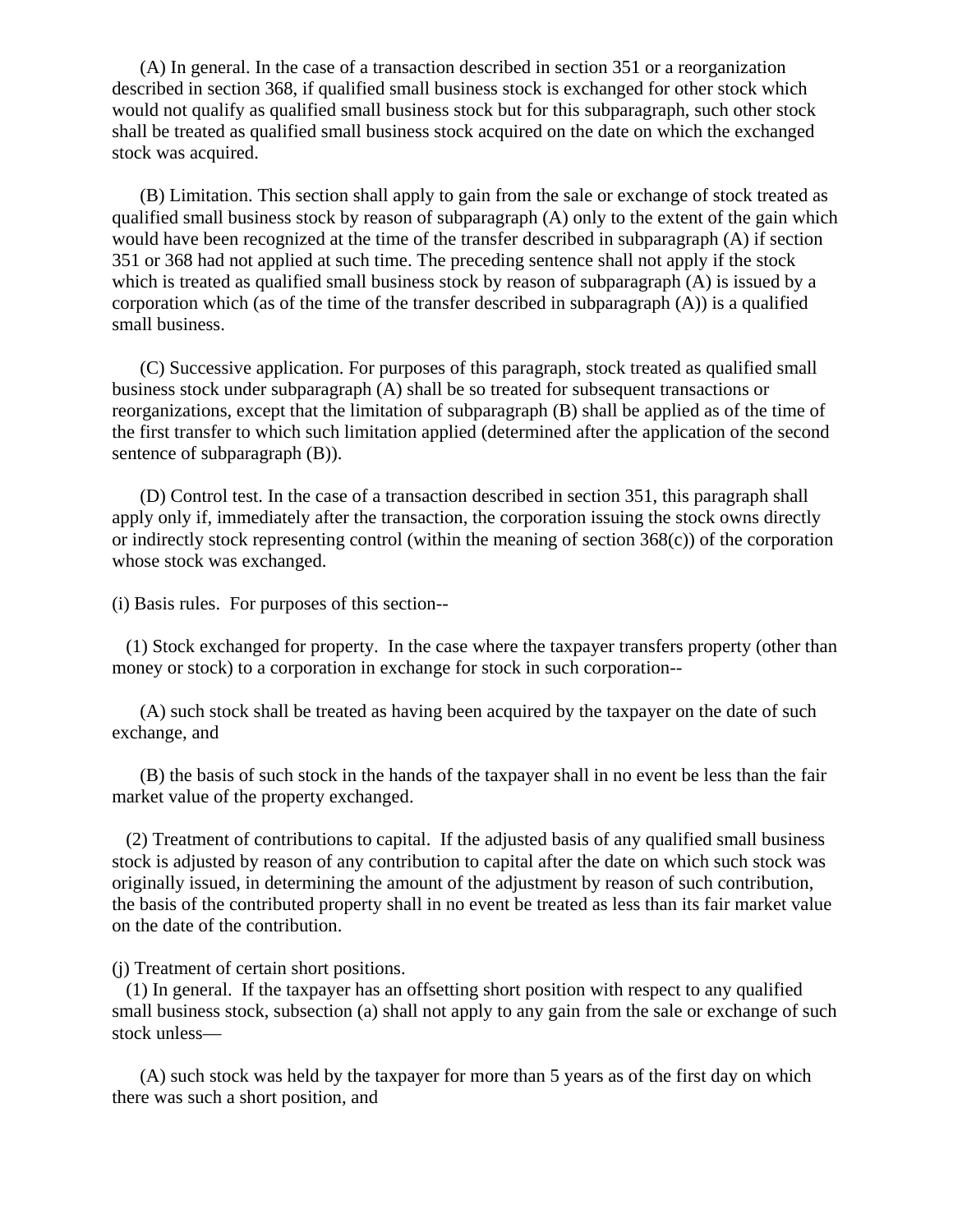(A) In general. In the case of a transaction described in section 351 or a reorganization described in section 368, if qualified small business stock is exchanged for other stock which would not qualify as qualified small business stock but for this subparagraph, such other stock shall be treated as qualified small business stock acquired on the date on which the exchanged stock was acquired.

(B) Limitation. This section shall apply to gain from the sale or exchange of stock treated as qualified small business stock by reason of subparagraph (A) only to the extent of the gain which would have been recognized at the time of the transfer described in subparagraph (A) if section 351 or 368 had not applied at such time. The preceding sentence shall not apply if the stock which is treated as qualified small business stock by reason of subparagraph (A) is issued by a corporation which (as of the time of the transfer described in subparagraph (A)) is a qualified small business.

(C) Successive application. For purposes of this paragraph, stock treated as qualified small business stock under subparagraph (A) shall be so treated for subsequent transactions or reorganizations, except that the limitation of subparagraph (B) shall be applied as of the time of the first transfer to which such limitation applied (determined after the application of the second sentence of subparagraph (B)).

(D) Control test. In the case of a transaction described in section 351, this paragraph shall apply only if, immediately after the transaction, the corporation issuing the stock owns directly or indirectly stock representing control (within the meaning of section 368(c)) of the corporation whose stock was exchanged.

(i) Basis rules. For purposes of this section--

(1) Stock exchanged for property. In the case where the taxpayer transfers property (other than money or stock) to a corporation in exchange for stock in such corporation--

(A) such stock shall be treated as having been acquired by the taxpayer on the date of such exchange, and

(B) the basis of such stock in the hands of the taxpayer shall in no event be less than the fair market value of the property exchanged.

(2) Treatment of contributions to capital. If the adjusted basis of any qualified small business stock is adjusted by reason of any contribution to capital after the date on which such stock was originally issued, in determining the amount of the adjustment by reason of such contribution, the basis of the contributed property shall in no event be treated as less than its fair market value on the date of the contribution.

(j) Treatment of certain short positions.

(1) In general. If the taxpayer has an offsetting short position with respect to any qualified small business stock, subsection (a) shall not apply to any gain from the sale or exchange of such stock unless—

(A) such stock was held by the taxpayer for more than 5 years as of the first day on which there was such a short position, and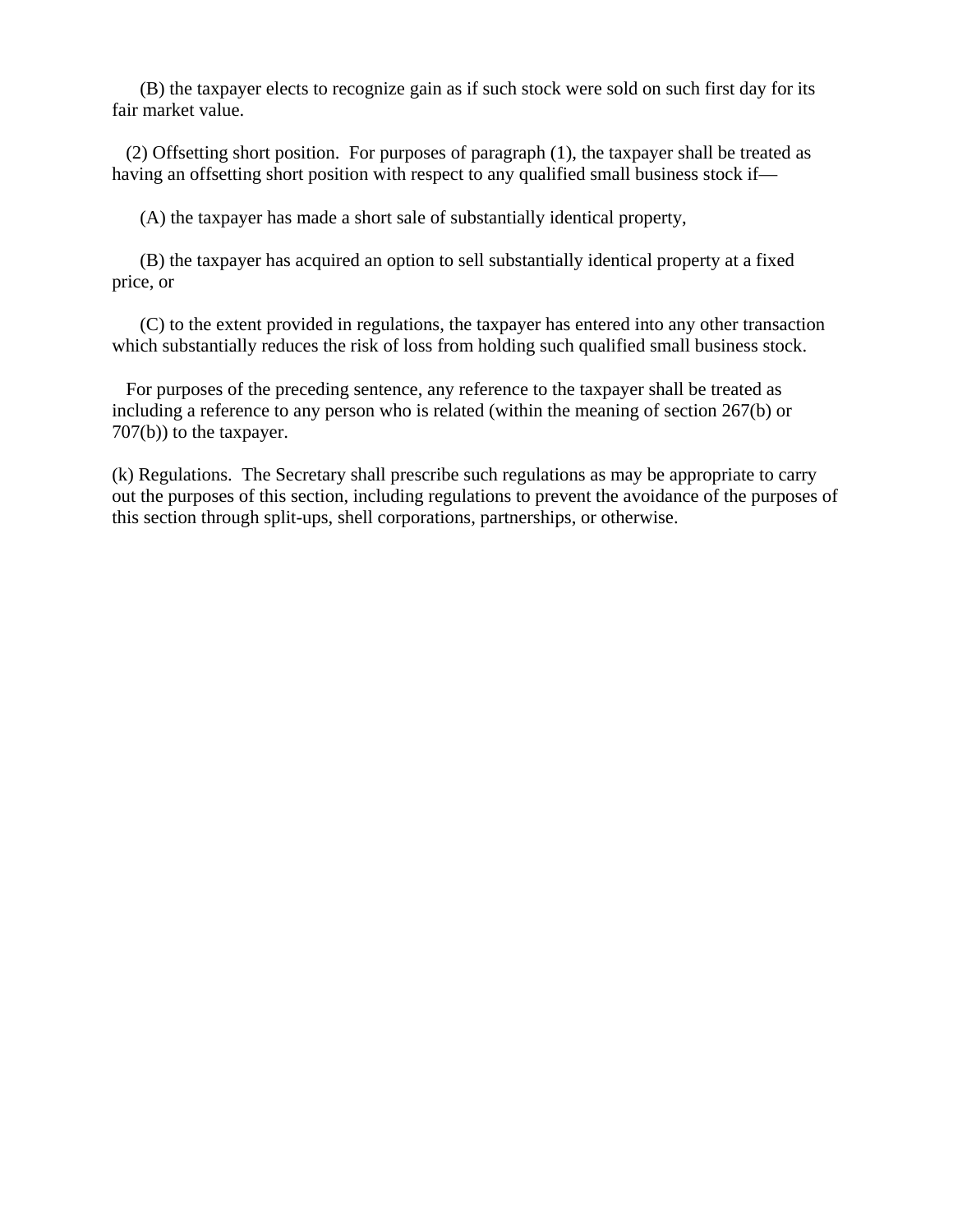(B) the taxpayer elects to recognize gain as if such stock were sold on such first day for its fair market value.

(2) Offsetting short position. For purposes of paragraph (1), the taxpayer shall be treated as having an offsetting short position with respect to any qualified small business stock if—

(A) the taxpayer has made a short sale of substantially identical property,

(B) the taxpayer has acquired an option to sell substantially identical property at a fixed price, or

(C) to the extent provided in regulations, the taxpayer has entered into any other transaction which substantially reduces the risk of loss from holding such qualified small business stock.

For purposes of the preceding sentence, any reference to the taxpayer shall be treated as including a reference to any person who is related (within the meaning of section 267(b) or 707(b)) to the taxpayer.

(k) Regulations. The Secretary shall prescribe such regulations as may be appropriate to carry out the purposes of this section, including regulations to prevent the avoidance of the purposes of this section through split-ups, shell corporations, partnerships, or otherwise.